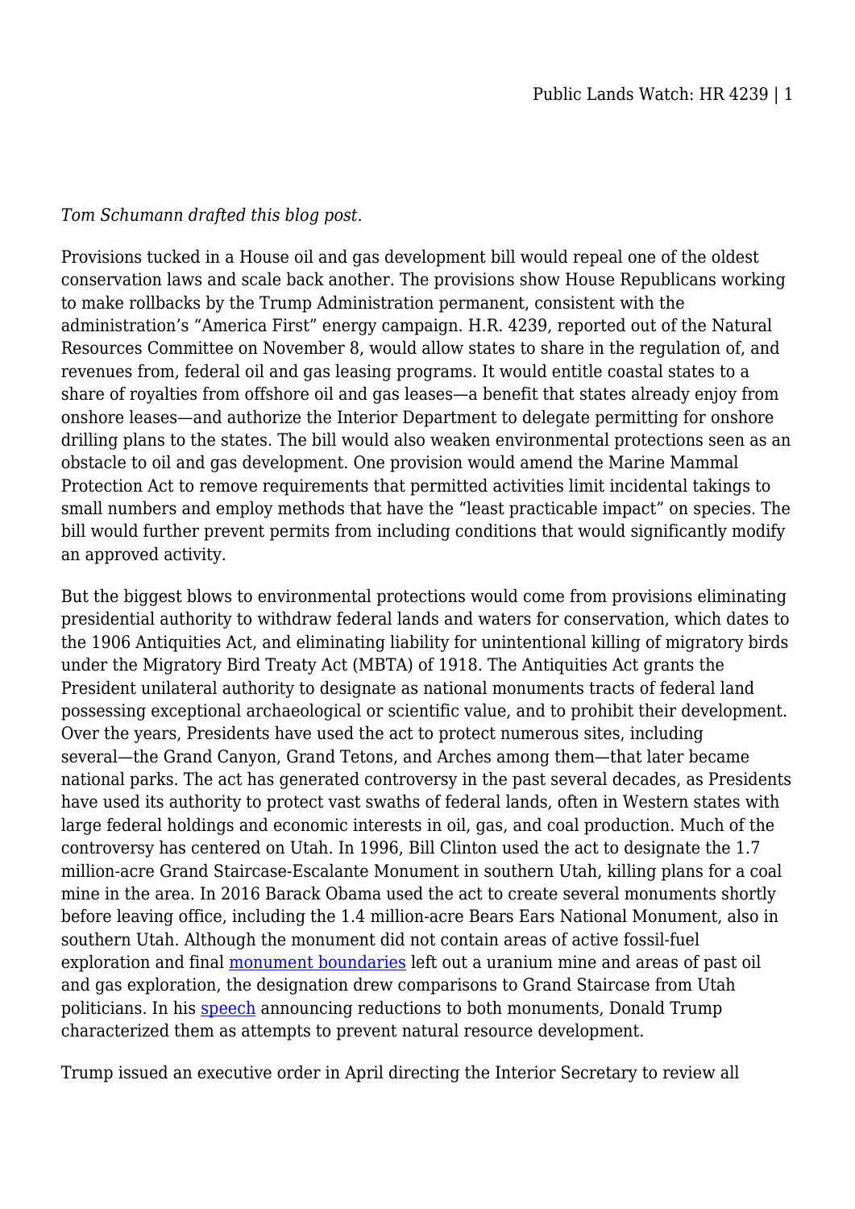*Tom Schumann drafted this blog post.*

Provisions tucked in a House oil and gas development bill would repeal one of the oldest conservation laws and scale back another. The provisions show House Republicans working to make rollbacks by the Trump Administration permanent, consistent with the administration's "America First" energy campaign. H.R. 4239, reported out of the Natural Resources Committee on November 8, would allow states to share in the regulation of, and revenues from, federal oil and gas leasing programs. It would entitle coastal states to a share of royalties from offshore oil and gas leases—a benefit that states already enjoy from onshore leases—and authorize the Interior Department to delegate permitting for onshore drilling plans to the states. The bill would also weaken environmental protections seen as an obstacle to oil and gas development. One provision would amend the Marine Mammal Protection Act to remove requirements that permitted activities limit incidental takings to small numbers and employ methods that have the "least practicable impact" on species. The bill would further prevent permits from including conditions that would significantly modify an approved activity.

But the biggest blows to environmental protections would come from provisions eliminating presidential authority to withdraw federal lands and waters for conservation, which dates to the 1906 Antiquities Act, and eliminating liability for unintentional killing of migratory birds under the Migratory Bird Treaty Act (MBTA) of 1918. The Antiquities Act grants the President unilateral authority to designate as national monuments tracts of federal land possessing exceptional archaeological or scientific value, and to prohibit their development. Over the years, Presidents have used the act to protect numerous sites, including several—the Grand Canyon, Grand Tetons, and Arches among them—that later became national parks. The act has generated controversy in the past several decades, as Presidents have used its authority to protect vast swaths of federal lands, often in Western states with large federal holdings and economic interests in oil, gas, and coal production. Much of the controversy has centered on Utah. In 1996, Bill Clinton used the act to designate the 1.7 million-acre Grand Staircase-Escalante Monument in southern Utah, killing plans for a coal mine in the area. In 2016 Barack Obama used the act to create several monuments shortly before leaving office, including the 1.4 million-acre Bears Ears National Monument, also in southern Utah. Although the monument did not contain areas of active fossil-fuel exploration and final monument boundaries left out a uranium mine and areas of past oil and gas exploration, the designation drew comparisons to Grand Staircase from Utah politicians. In his speech announcing reductions to both monuments, Donald Trump characterized them as attempts to prevent natural resource development.

Trump issued an executive order in April directing the Interior Secretary to review all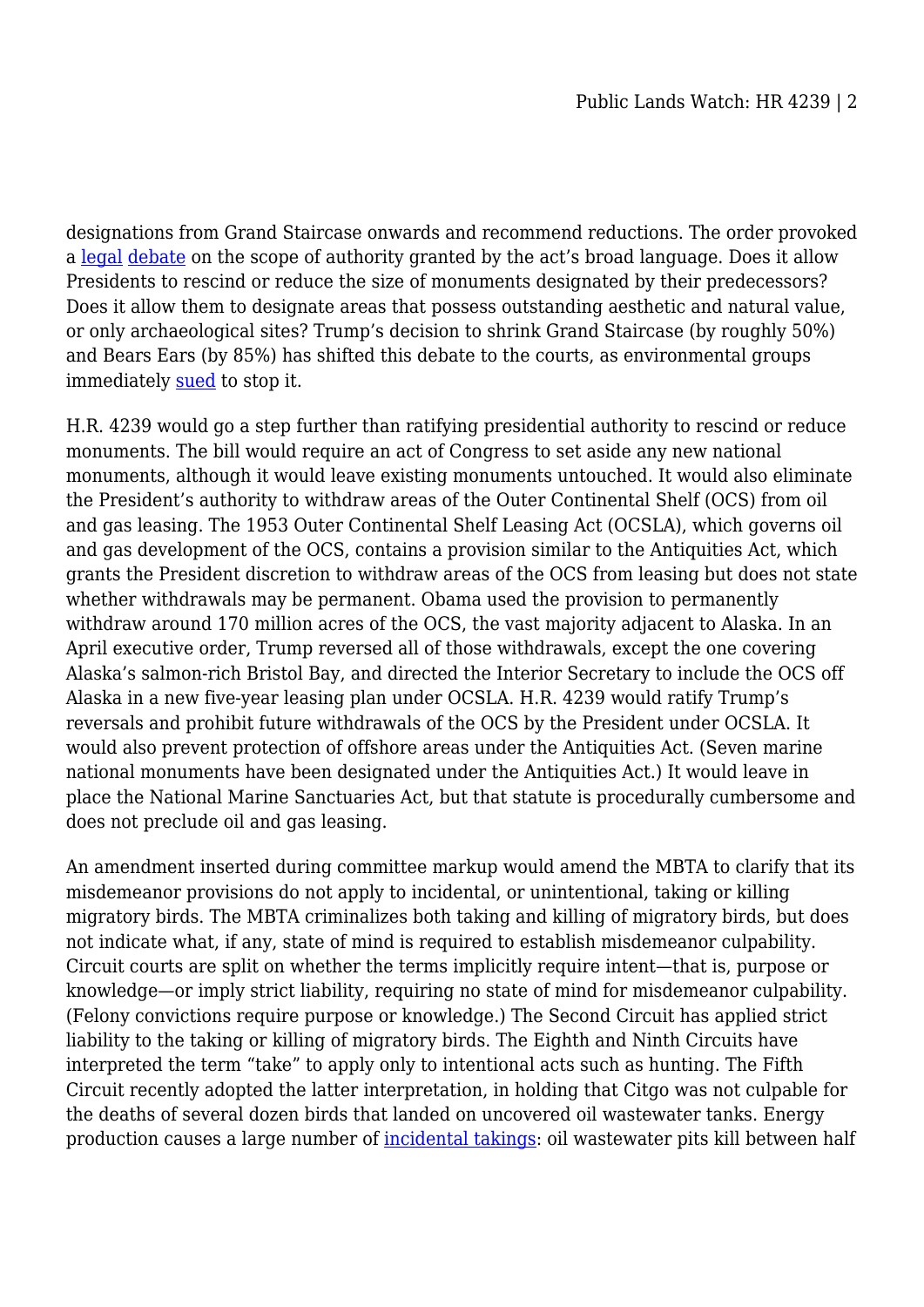designations from Grand Staircase onwards and recommend reductions. The order provoked a legal debate on the scope of authority granted by the act's broad language. Does it allow Presidents to rescind or reduce the size of monuments designated by their predecessors? Does it allow them to designate areas that possess outstanding aesthetic and natural value, or only archaeological sites? Trump's decision to shrink Grand Staircase (by roughly 50%) and Bears Ears (by 85%) has shifted this debate to the courts, as environmental groups immediately sued to stop it.

H.R. 4239 would go a step further than ratifying presidential authority to rescind or reduce monuments. The bill would require an act of Congress to set aside any new national monuments, although it would leave existing monuments untouched. It would also eliminate the President's authority to withdraw areas of the Outer Continental Shelf (OCS) from oil and gas leasing. The 1953 Outer Continental Shelf Leasing Act (OCSLA), which governs oil and gas development of the OCS, contains a provision similar to the Antiquities Act, which grants the President discretion to withdraw areas of the OCS from leasing but does not state whether withdrawals may be permanent. Obama used the provision to permanently withdraw around 170 million acres of the OCS, the vast majority adjacent to Alaska. In an April executive order, Trump reversed all of those withdrawals, except the one covering Alaska's salmon-rich Bristol Bay, and directed the Interior Secretary to include the OCS off Alaska in a new five-year leasing plan under OCSLA. H.R. 4239 would ratify Trump's reversals and prohibit future withdrawals of the OCS by the President under OCSLA. It would also prevent protection of offshore areas under the Antiquities Act. (Seven marine national monuments have been designated under the Antiquities Act.) It would leave in place the National Marine Sanctuaries Act, but that statute is procedurally cumbersome and does not preclude oil and gas leasing.

An amendment inserted during committee markup would amend the MBTA to clarify that its misdemeanor provisions do not apply to incidental, or unintentional, taking or killing migratory birds. The MBTA criminalizes both taking and killing of migratory birds, but does not indicate what, if any, state of mind is required to establish misdemeanor culpability. Circuit courts are split on whether the terms implicitly require intent—that is, purpose or knowledge—or imply strict liability, requiring no state of mind for misdemeanor culpability. (Felony convictions require purpose or knowledge.) The Second Circuit has applied strict liability to the taking or killing of migratory birds. The Eighth and Ninth Circuits have interpreted the term "take" to apply only to intentional acts such as hunting. The Fifth Circuit recently adopted the latter interpretation, in holding that Citgo was not culpable for the deaths of several dozen birds that landed on uncovered oil wastewater tanks. Energy production causes a large number of incidental takings: oil wastewater pits kill between half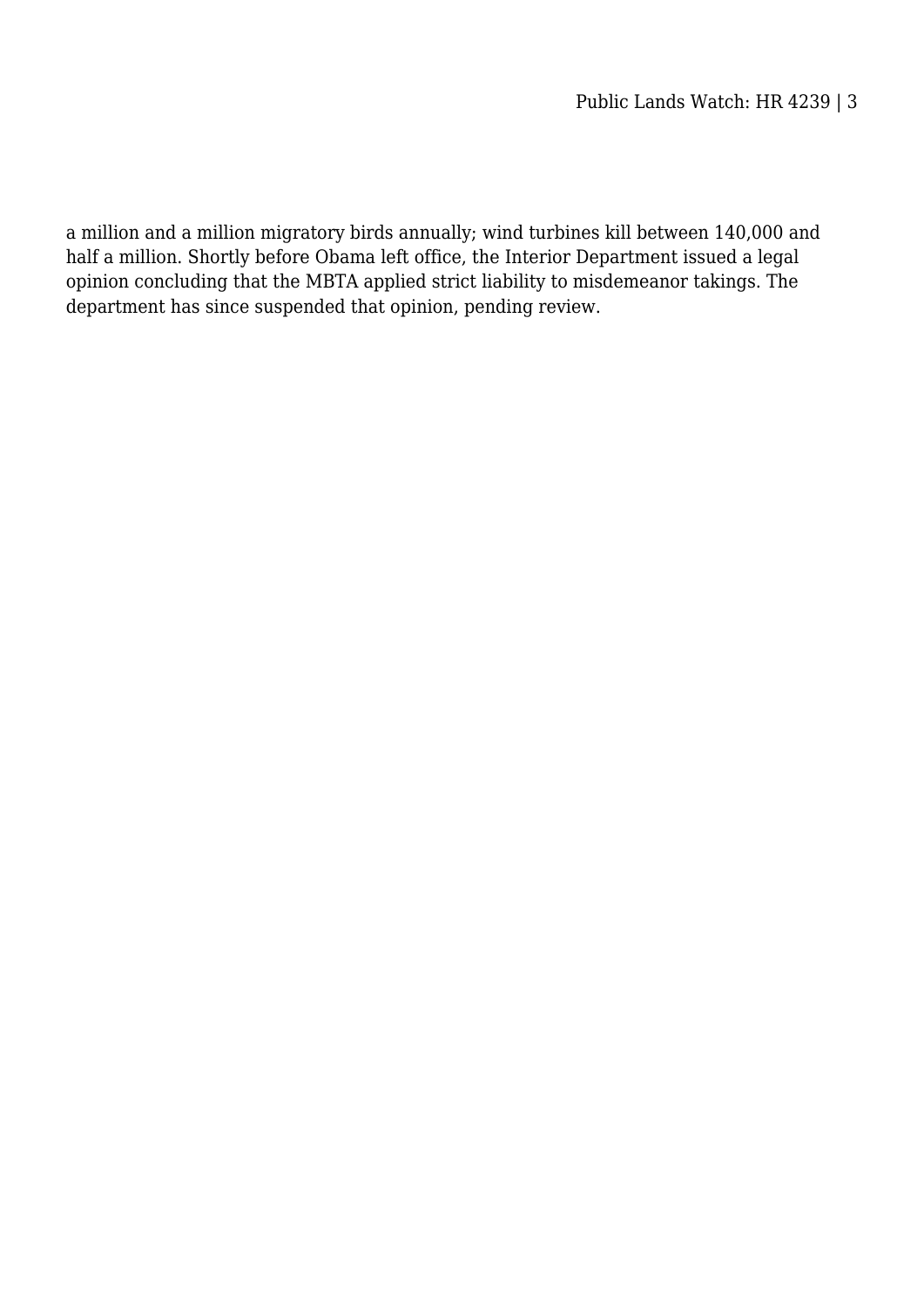a million and a million migratory birds annually; wind turbines kill between 140,000 and half a million. Shortly before Obama left office, the Interior Department issued a legal opinion concluding that the MBTA applied strict liability to misdemeanor takings. The department has since suspended that opinion, pending review.